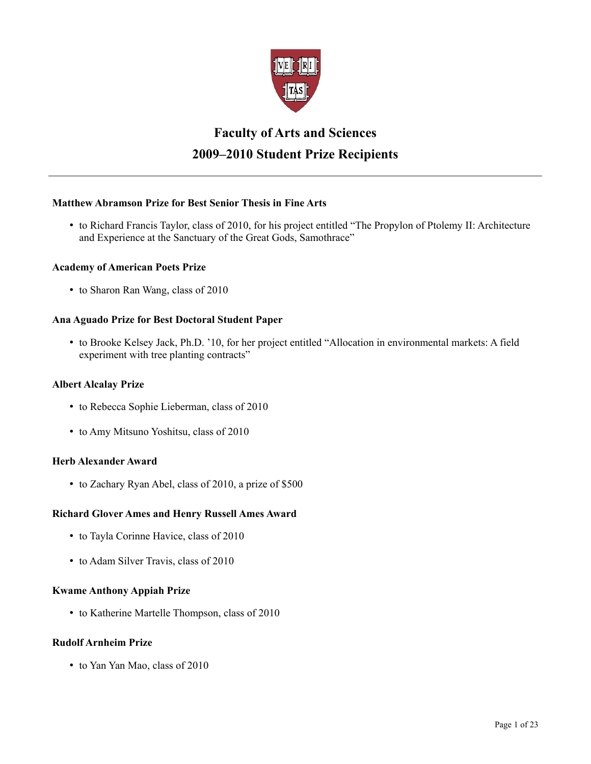# Faculty of Arts and Sciences
## 2009–2010 Student Prize Recipients

---

**Matthew Abramson Prize for Best Senior Thesis in Fine Arts**

- to Richard Francis Taylor, class of 2010, for his project entitled "The Propylon of Ptolemy II: Architecture and Experience at the Sanctuary of the Great Gods, Samothrace"

**Academy of American Poets Prize**

- to Sharon Ran Wang, class of 2010

**Ana Aguado Prize for Best Doctoral Student Paper**

- to Brooke Kelsey Jack, Ph.D. '10, for her project entitled "Allocation in environmental markets: A field experiment with tree planting contracts"

**Albert Alcalay Prize**

- to Rebecca Sophie Lieberman, class of 2010
- to Amy Mitsuno Yoshitsu, class of 2010

**Herb Alexander Award**

- to Zachary Ryan Abel, class of 2010, a prize of $500

**Richard Glover Ames and Henry Russell Ames Award**

- to Tayla Corinne Havice, class of 2010
- to Adam Silver Travis, class of 2010

**Kwame Anthony Appiah Prize**

- to Katherine Martelle Thompson, class of 2010

**Rudolf Arnheim Prize**

- to Yan Yan Mao, class of 2010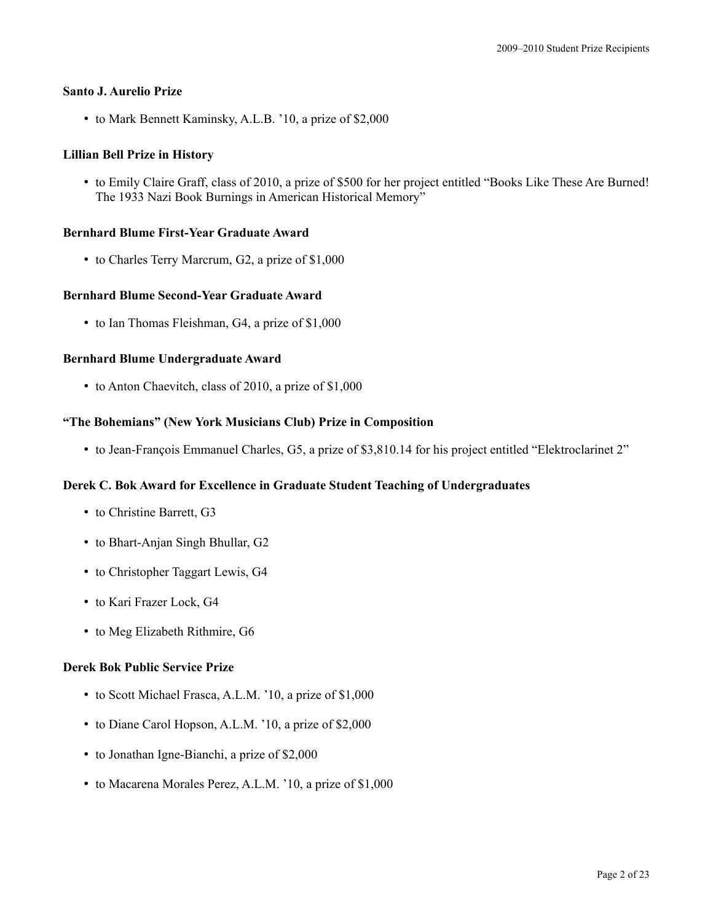**Santo J. Aurelio Prize**

- to Mark Bennett Kaminsky, A.L.B. '10, a prize of $2,000

**Lillian Bell Prize in History**

- to Emily Claire Graff, class of 2010, a prize of $500 for her project entitled "Books Like These Are Burned! The 1933 Nazi Book Burnings in American Historical Memory"

**Bernhard Blume First-Year Graduate Award**

- to Charles Terry Marcrum, G2, a prize of $1,000

**Bernhard Blume Second-Year Graduate Award**

- to Ian Thomas Fleishman, G4, a prize of $1,000

**Bernhard Blume Undergraduate Award**

- to Anton Chaevitch, class of 2010, a prize of $1,000

**"The Bohemians" (New York Musicians Club) Prize in Composition**

- to Jean-François Emmanuel Charles, G5, a prize of $3,810.14 for his project entitled "Elektroclarinet 2"

**Derek C. Bok Award for Excellence in Graduate Student Teaching of Undergraduates**

- to Christine Barrett, G3
- to Bhart-Anjan Singh Bhullar, G2
- to Christopher Taggart Lewis, G4
- to Kari Frazer Lock, G4
- to Meg Elizabeth Rithmire, G6

**Derek Bok Public Service Prize**

- to Scott Michael Frasca, A.L.M. '10, a prize of $1,000
- to Diane Carol Hopson, A.L.M. '10, a prize of $2,000
- to Jonathan Igne-Bianchi, a prize of $2,000
- to Macarena Morales Perez, A.L.M. '10, a prize of $1,000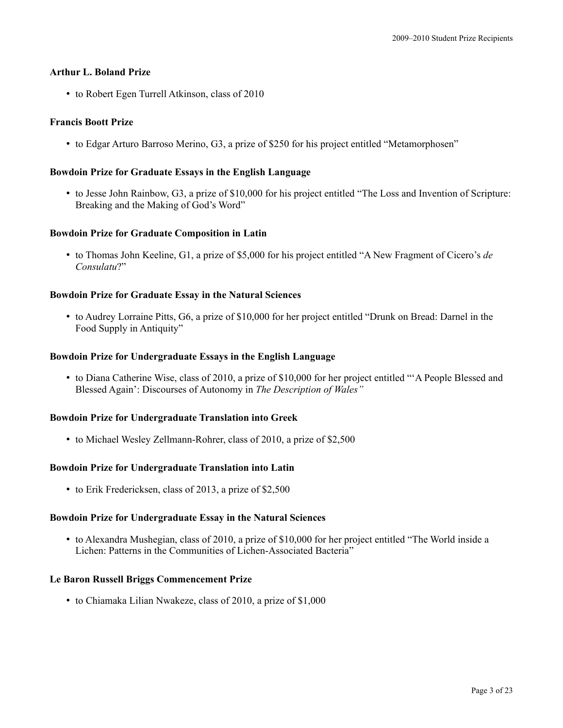### Arthur L. Boland Prize

- to Robert Egen Turrell Atkinson, class of 2010

### Francis Boott Prize

- to Edgar Arturo Barroso Merino, G3, a prize of $250 for his project entitled "Metamorphosen"

### Bowdoin Prize for Graduate Essays in the English Language

- to Jesse John Rainbow, G3, a prize of $10,000 for his project entitled "The Loss and Invention of Scripture: Breaking and the Making of God's Word"

### Bowdoin Prize for Graduate Composition in Latin

- to Thomas John Keeline, G1, a prize of $5,000 for his project entitled "A New Fragment of Cicero's *de Consulatu*?"

### Bowdoin Prize for Graduate Essay in the Natural Sciences

- to Audrey Lorraine Pitts, G6, a prize of $10,000 for her project entitled "Drunk on Bread: Darnel in the Food Supply in Antiquity"

### Bowdoin Prize for Undergraduate Essays in the English Language

- to Diana Catherine Wise, class of 2010, a prize of $10,000 for her project entitled "'A People Blessed and Blessed Again': Discourses of Autonomy in *The Description of Wales"*

### Bowdoin Prize for Undergraduate Translation into Greek

- to Michael Wesley Zellmann-Rohrer, class of 2010, a prize of $2,500

### Bowdoin Prize for Undergraduate Translation into Latin

- to Erik Fredericksen, class of 2013, a prize of $2,500

### Bowdoin Prize for Undergraduate Essay in the Natural Sciences

- to Alexandra Mushegian, class of 2010, a prize of $10,000 for her project entitled "The World inside a Lichen: Patterns in the Communities of Lichen-Associated Bacteria"

### Le Baron Russell Briggs Commencement Prize

- to Chiamaka Lilian Nwakeze, class of 2010, a prize of $1,000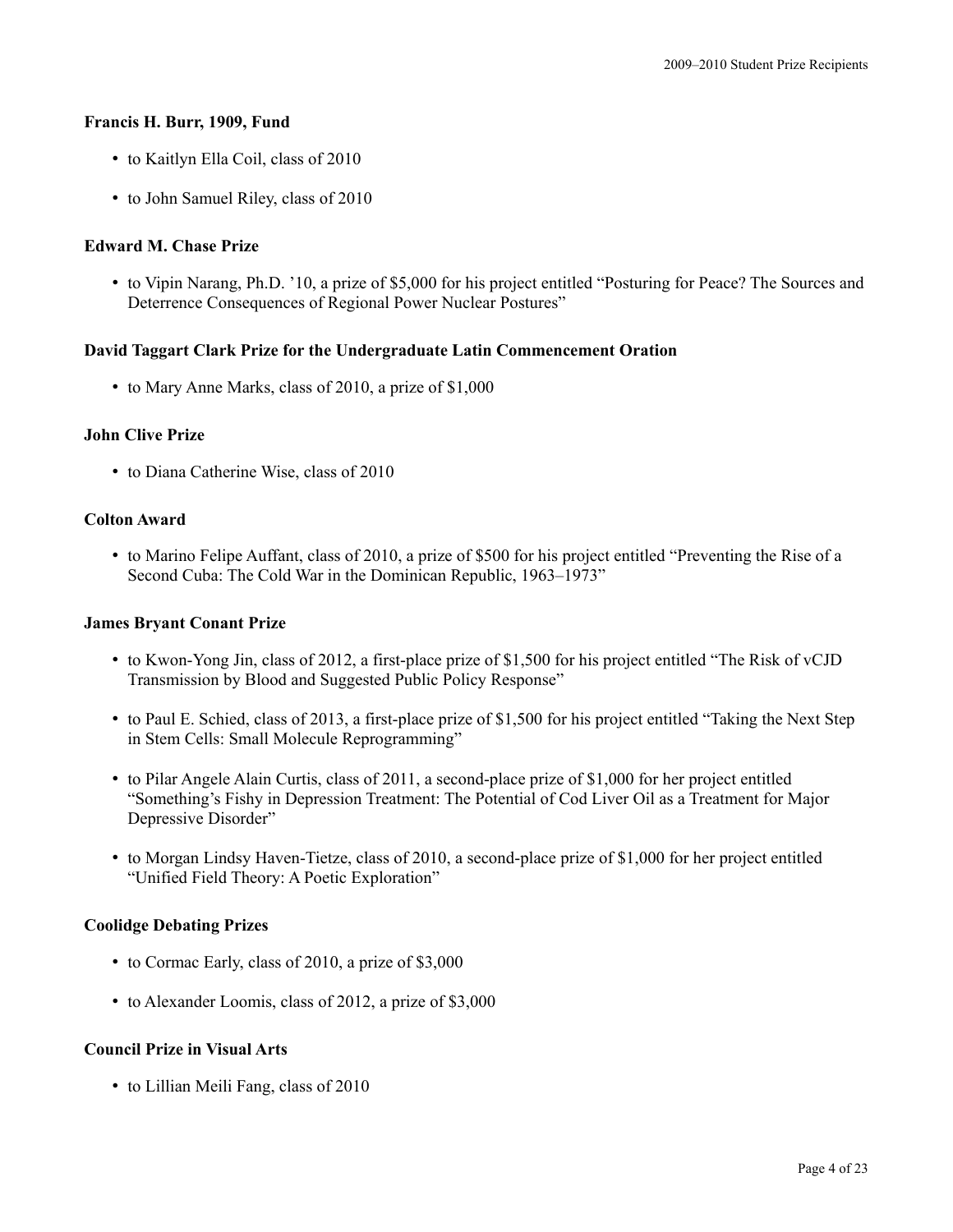**Francis H. Burr, 1909, Fund**

- to Kaitlyn Ella Coil, class of 2010
- to John Samuel Riley, class of 2010

**Edward M. Chase Prize**

- to Vipin Narang, Ph.D. '10, a prize of $5,000 for his project entitled "Posturing for Peace? The Sources and Deterrence Consequences of Regional Power Nuclear Postures"

**David Taggart Clark Prize for the Undergraduate Latin Commencement Oration**

- to Mary Anne Marks, class of 2010, a prize of $1,000

**John Clive Prize**

- to Diana Catherine Wise, class of 2010

**Colton Award**

- to Marino Felipe Auffant, class of 2010, a prize of $500 for his project entitled "Preventing the Rise of a Second Cuba: The Cold War in the Dominican Republic, 1963–1973"

**James Bryant Conant Prize**

- to Kwon-Yong Jin, class of 2012, a first-place prize of $1,500 for his project entitled "The Risk of vCJD Transmission by Blood and Suggested Public Policy Response"
- to Paul E. Schied, class of 2013, a first-place prize of $1,500 for his project entitled "Taking the Next Step in Stem Cells: Small Molecule Reprogramming"
- to Pilar Angele Alain Curtis, class of 2011, a second-place prize of $1,000 for her project entitled "Something's Fishy in Depression Treatment: The Potential of Cod Liver Oil as a Treatment for Major Depressive Disorder"
- to Morgan Lindsy Haven-Tietze, class of 2010, a second-place prize of $1,000 for her project entitled "Unified Field Theory: A Poetic Exploration"

**Coolidge Debating Prizes**

- to Cormac Early, class of 2010, a prize of $3,000
- to Alexander Loomis, class of 2012, a prize of $3,000

**Council Prize in Visual Arts**

- to Lillian Meili Fang, class of 2010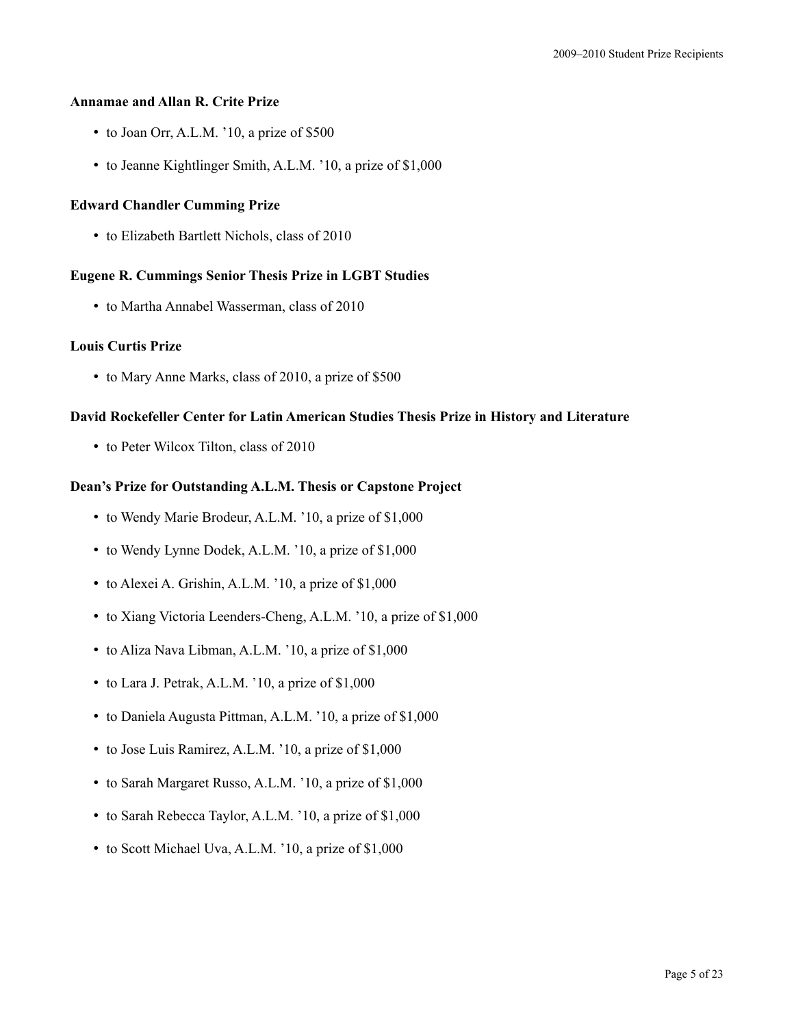### Annamae and Allan R. Crite Prize

- to Joan Orr, A.L.M. ’10, a prize of $500
- to Jeanne Kightlinger Smith, A.L.M. ’10, a prize of $1,000

### Edward Chandler Cumming Prize

- to Elizabeth Bartlett Nichols, class of 2010

### Eugene R. Cummings Senior Thesis Prize in LGBT Studies

- to Martha Annabel Wasserman, class of 2010

### Louis Curtis Prize

- to Mary Anne Marks, class of 2010, a prize of $500

### David Rockefeller Center for Latin American Studies Thesis Prize in History and Literature

- to Peter Wilcox Tilton, class of 2010

### Dean’s Prize for Outstanding A.L.M. Thesis or Capstone Project

- to Wendy Marie Brodeur, A.L.M. ’10, a prize of $1,000
- to Wendy Lynne Dodek, A.L.M. ’10, a prize of $1,000
- to Alexei A. Grishin, A.L.M. ’10, a prize of $1,000
- to Xiang Victoria Leenders-Cheng, A.L.M. ’10, a prize of $1,000
- to Aliza Nava Libman, A.L.M. ’10, a prize of $1,000
- to Lara J. Petrak, A.L.M. ’10, a prize of $1,000
- to Daniela Augusta Pittman, A.L.M. ’10, a prize of $1,000
- to Jose Luis Ramirez, A.L.M. ’10, a prize of $1,000
- to Sarah Margaret Russo, A.L.M. ’10, a prize of $1,000
- to Sarah Rebecca Taylor, A.L.M. ’10, a prize of $1,000
- to Scott Michael Uva, A.L.M. ’10, a prize of $1,000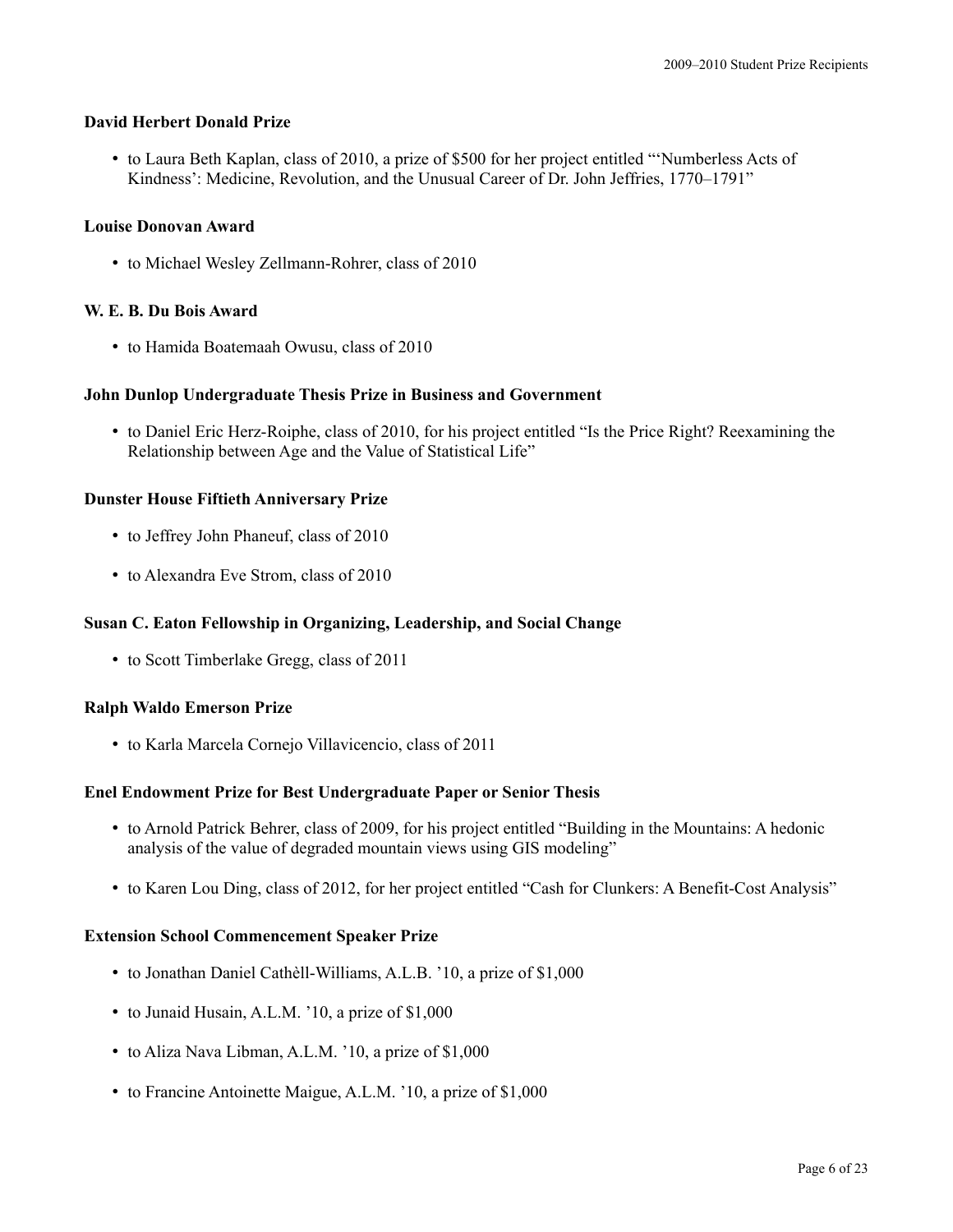**David Herbert Donald Prize**

- to Laura Beth Kaplan, class of 2010, a prize of $500 for her project entitled "'Numberless Acts of Kindness': Medicine, Revolution, and the Unusual Career of Dr. John Jeffries, 1770–1791"

**Louise Donovan Award**

- to Michael Wesley Zellmann-Rohrer, class of 2010

**W. E. B. Du Bois Award**

- to Hamida Boatemaah Owusu, class of 2010

**John Dunlop Undergraduate Thesis Prize in Business and Government**

- to Daniel Eric Herz-Roiphe, class of 2010, for his project entitled "Is the Price Right? Reexamining the Relationship between Age and the Value of Statistical Life"

**Dunster House Fiftieth Anniversary Prize**

- to Jeffrey John Phaneuf, class of 2010
- to Alexandra Eve Strom, class of 2010

**Susan C. Eaton Fellowship in Organizing, Leadership, and Social Change**

- to Scott Timberlake Gregg, class of 2011

**Ralph Waldo Emerson Prize**

- to Karla Marcela Cornejo Villavicencio, class of 2011

**Enel Endowment Prize for Best Undergraduate Paper or Senior Thesis**

- to Arnold Patrick Behrer, class of 2009, for his project entitled "Building in the Mountains: A hedonic analysis of the value of degraded mountain views using GIS modeling"
- to Karen Lou Ding, class of 2012, for her project entitled "Cash for Clunkers: A Benefit-Cost Analysis"

**Extension School Commencement Speaker Prize**

- to Jonathan Daniel Cathèll-Williams, A.L.B. '10, a prize of $1,000
- to Junaid Husain, A.L.M. '10, a prize of $1,000
- to Aliza Nava Libman, A.L.M. '10, a prize of $1,000
- to Francine Antoinette Maigue, A.L.M. '10, a prize of $1,000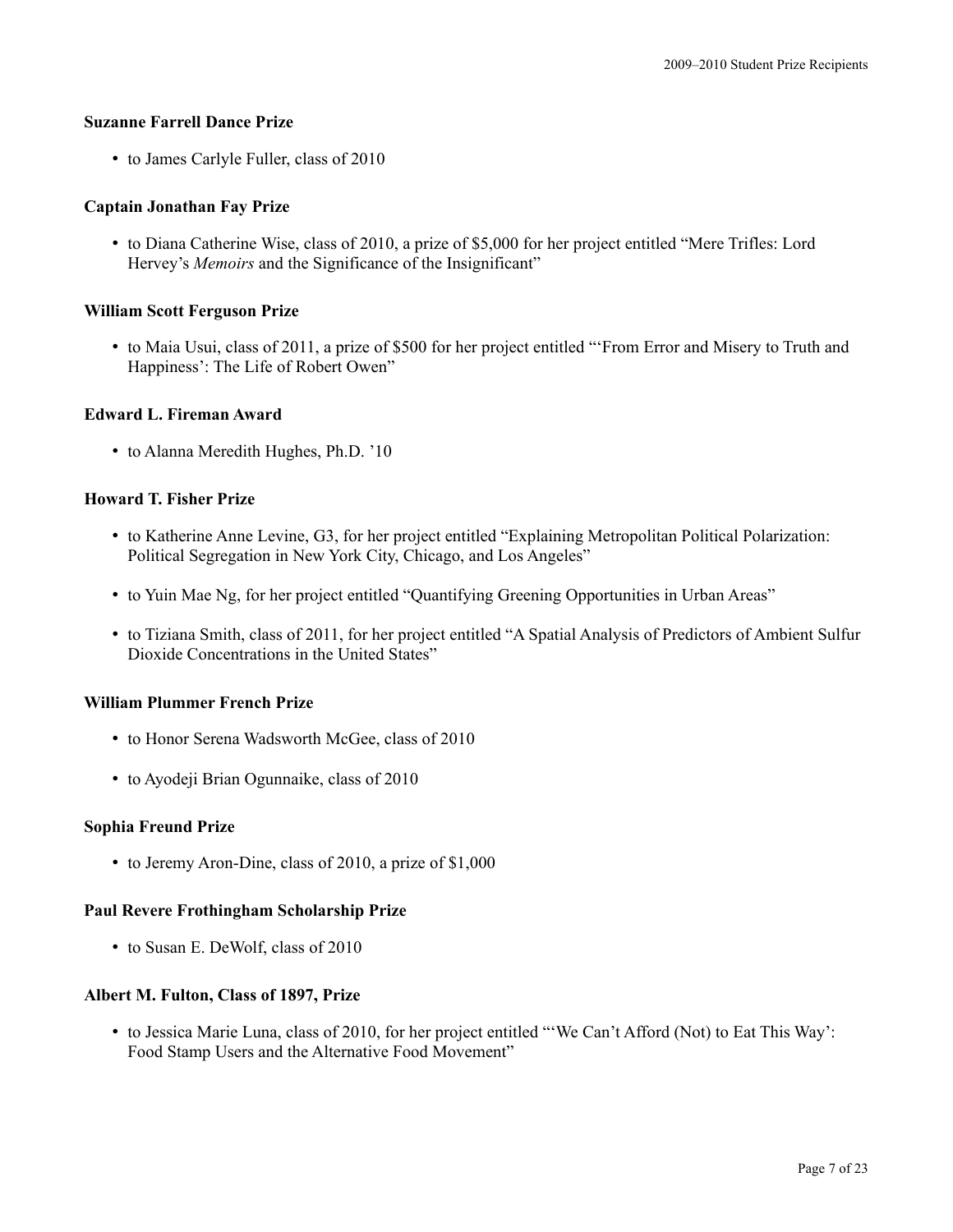**Suzanne Farrell Dance Prize**

- to James Carlyle Fuller, class of 2010

**Captain Jonathan Fay Prize**

- to Diana Catherine Wise, class of 2010, a prize of $5,000 for her project entitled "Mere Trifles: Lord Hervey's *Memoirs* and the Significance of the Insignificant"

**William Scott Ferguson Prize**

- to Maia Usui, class of 2011, a prize of $500 for her project entitled "'From Error and Misery to Truth and Happiness': The Life of Robert Owen"

**Edward L. Fireman Award**

- to Alanna Meredith Hughes, Ph.D. '10

**Howard T. Fisher Prize**

- to Katherine Anne Levine, G3, for her project entitled "Explaining Metropolitan Political Polarization: Political Segregation in New York City, Chicago, and Los Angeles"
- to Yuin Mae Ng, for her project entitled "Quantifying Greening Opportunities in Urban Areas"
- to Tiziana Smith, class of 2011, for her project entitled "A Spatial Analysis of Predictors of Ambient Sulfur Dioxide Concentrations in the United States"

**William Plummer French Prize**

- to Honor Serena Wadsworth McGee, class of 2010
- to Ayodeji Brian Ogunnaike, class of 2010

**Sophia Freund Prize**

- to Jeremy Aron-Dine, class of 2010, a prize of $1,000

**Paul Revere Frothingham Scholarship Prize**

- to Susan E. DeWolf, class of 2010

**Albert M. Fulton, Class of 1897, Prize**

- to Jessica Marie Luna, class of 2010, for her project entitled "'We Can't Afford (Not) to Eat This Way': Food Stamp Users and the Alternative Food Movement"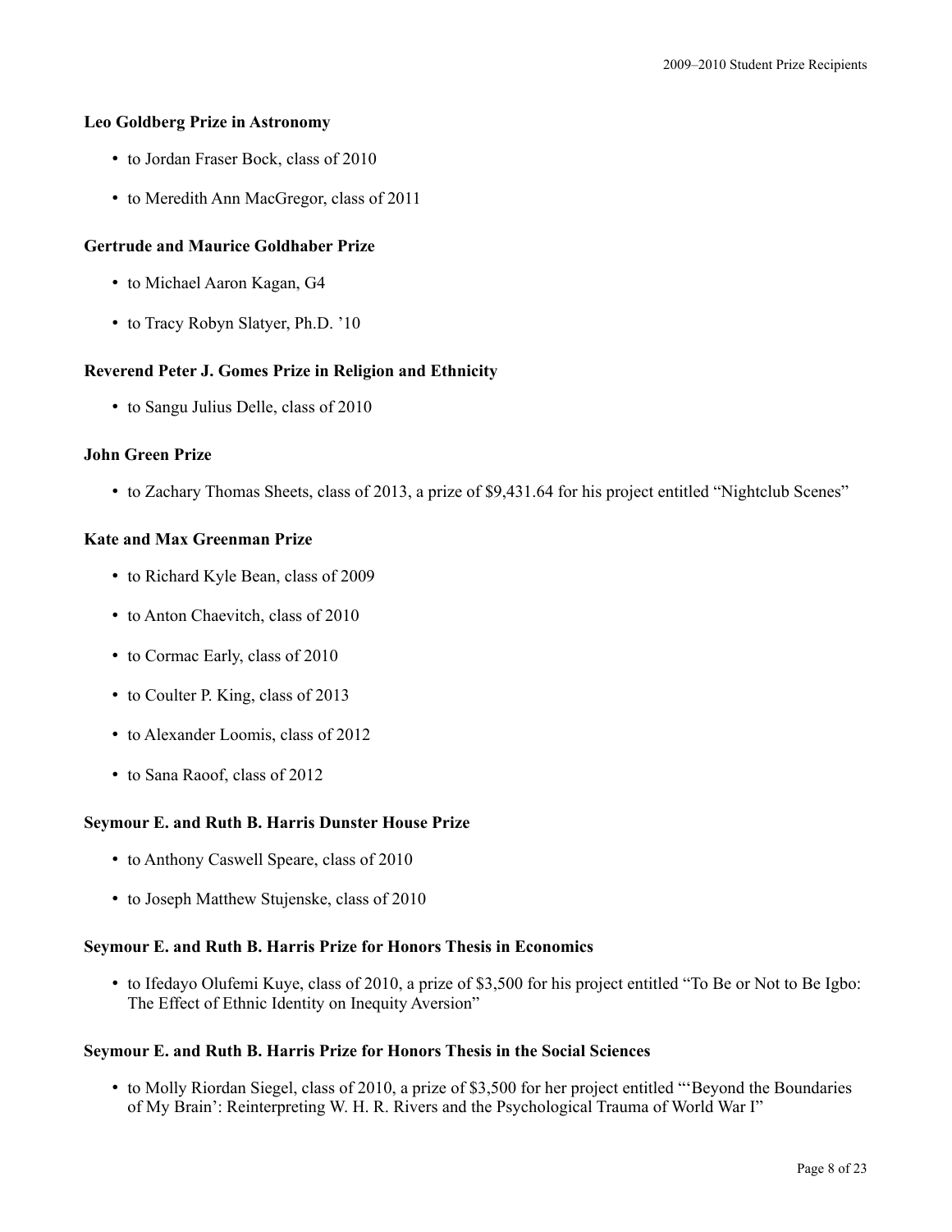### Leo Goldberg Prize in Astronomy

- to Jordan Fraser Bock, class of 2010
- to Meredith Ann MacGregor, class of 2011

### Gertrude and Maurice Goldhaber Prize

- to Michael Aaron Kagan, G4
- to Tracy Robyn Slatyer, Ph.D. '10

### Reverend Peter J. Gomes Prize in Religion and Ethnicity

- to Sangu Julius Delle, class of 2010

### John Green Prize

- to Zachary Thomas Sheets, class of 2013, a prize of $9,431.64 for his project entitled "Nightclub Scenes"

### Kate and Max Greenman Prize

- to Richard Kyle Bean, class of 2009
- to Anton Chaevitch, class of 2010
- to Cormac Early, class of 2010
- to Coulter P. King, class of 2013
- to Alexander Loomis, class of 2012
- to Sana Raoof, class of 2012

### Seymour E. and Ruth B. Harris Dunster House Prize

- to Anthony Caswell Speare, class of 2010
- to Joseph Matthew Stujenske, class of 2010

### Seymour E. and Ruth B. Harris Prize for Honors Thesis in Economics

- to Ifedayo Olufemi Kuye, class of 2010, a prize of $3,500 for his project entitled "To Be or Not to Be Igbo: The Effect of Ethnic Identity on Inequity Aversion"

### Seymour E. and Ruth B. Harris Prize for Honors Thesis in the Social Sciences

- to Molly Riordan Siegel, class of 2010, a prize of $3,500 for her project entitled "'Beyond the Boundaries of My Brain': Reinterpreting W. H. R. Rivers and the Psychological Trauma of World War I"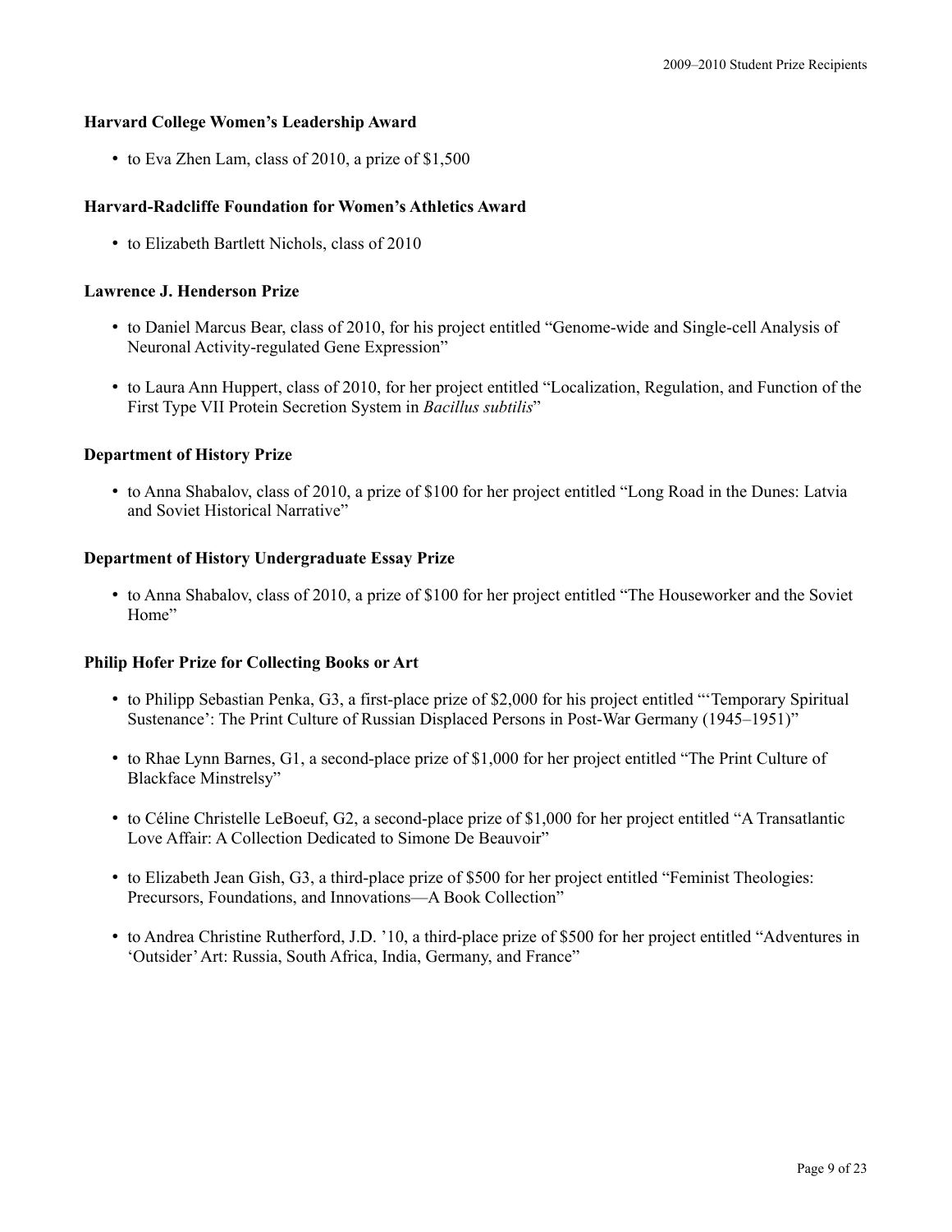### Harvard College Women's Leadership Award

- to Eva Zhen Lam, class of 2010, a prize of $1,500

### Harvard-Radcliffe Foundation for Women's Athletics Award

- to Elizabeth Bartlett Nichols, class of 2010

### Lawrence J. Henderson Prize

- to Daniel Marcus Bear, class of 2010, for his project entitled "Genome-wide and Single-cell Analysis of Neuronal Activity-regulated Gene Expression"
- to Laura Ann Huppert, class of 2010, for her project entitled "Localization, Regulation, and Function of the First Type VII Protein Secretion System in *Bacillus subtilis*"

### Department of History Prize

- to Anna Shabalov, class of 2010, a prize of $100 for her project entitled "Long Road in the Dunes: Latvia and Soviet Historical Narrative"

### Department of History Undergraduate Essay Prize

- to Anna Shabalov, class of 2010, a prize of $100 for her project entitled "The Houseworker and the Soviet Home"

### Philip Hofer Prize for Collecting Books or Art

- to Philipp Sebastian Penka, G3, a first-place prize of $2,000 for his project entitled "'Temporary Spiritual Sustenance': The Print Culture of Russian Displaced Persons in Post-War Germany (1945–1951)"
- to Rhae Lynn Barnes, G1, a second-place prize of $1,000 for her project entitled "The Print Culture of Blackface Minstrelsy"
- to Céline Christelle LeBoeuf, G2, a second-place prize of $1,000 for her project entitled "A Transatlantic Love Affair: A Collection Dedicated to Simone De Beauvoir"
- to Elizabeth Jean Gish, G3, a third-place prize of $500 for her project entitled "Feminist Theologies: Precursors, Foundations, and Innovations—A Book Collection"
- to Andrea Christine Rutherford, J.D. '10, a third-place prize of $500 for her project entitled "Adventures in 'Outsider' Art: Russia, South Africa, India, Germany, and France"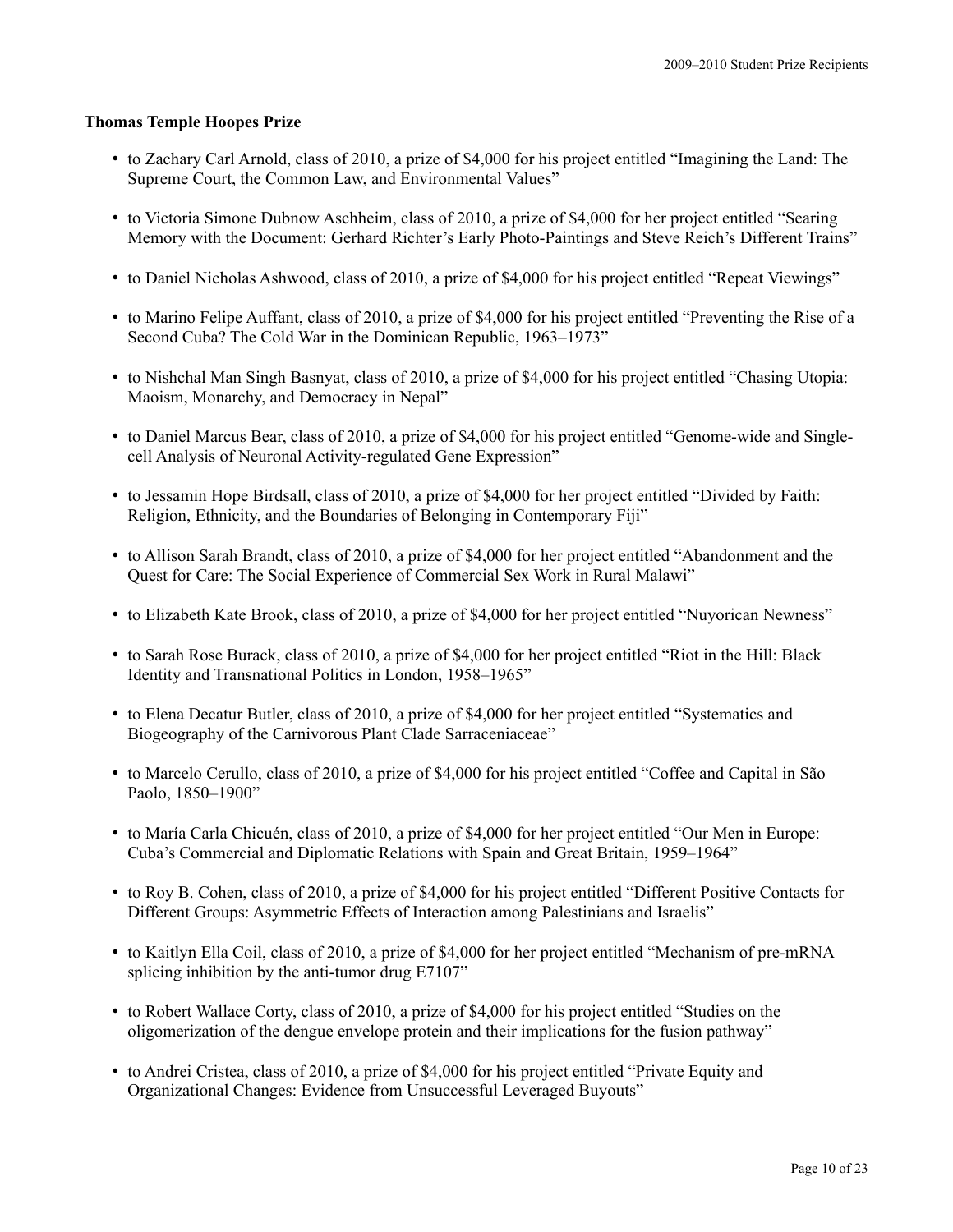**Thomas Temple Hoopes Prize**

- to Zachary Carl Arnold, class of 2010, a prize of $4,000 for his project entitled “Imagining the Land: The Supreme Court, the Common Law, and Environmental Values”
- to Victoria Simone Dubnow Aschheim, class of 2010, a prize of $4,000 for her project entitled “Searing Memory with the Document: Gerhard Richter’s Early Photo-Paintings and Steve Reich’s Different Trains”
- to Daniel Nicholas Ashwood, class of 2010, a prize of $4,000 for his project entitled “Repeat Viewings”
- to Marino Felipe Auffant, class of 2010, a prize of $4,000 for his project entitled “Preventing the Rise of a Second Cuba? The Cold War in the Dominican Republic, 1963–1973”
- to Nishchal Man Singh Basnyat, class of 2010, a prize of $4,000 for his project entitled “Chasing Utopia: Maoism, Monarchy, and Democracy in Nepal”
- to Daniel Marcus Bear, class of 2010, a prize of $4,000 for his project entitled “Genome-wide and Single-cell Analysis of Neuronal Activity-regulated Gene Expression”
- to Jessamin Hope Birdsall, class of 2010, a prize of $4,000 for her project entitled “Divided by Faith: Religion, Ethnicity, and the Boundaries of Belonging in Contemporary Fiji”
- to Allison Sarah Brandt, class of 2010, a prize of $4,000 for her project entitled “Abandonment and the Quest for Care: The Social Experience of Commercial Sex Work in Rural Malawi”
- to Elizabeth Kate Brook, class of 2010, a prize of $4,000 for her project entitled “Nuyorican Newness”
- to Sarah Rose Burack, class of 2010, a prize of $4,000 for her project entitled “Riot in the Hill: Black Identity and Transnational Politics in London, 1958–1965”
- to Elena Decatur Butler, class of 2010, a prize of $4,000 for her project entitled “Systematics and Biogeography of the Carnivorous Plant Clade Sarraceniaceae”
- to Marcelo Cerullo, class of 2010, a prize of $4,000 for his project entitled “Coffee and Capital in São Paolo, 1850–1900”
- to María Carla Chicuén, class of 2010, a prize of $4,000 for her project entitled “Our Men in Europe: Cuba’s Commercial and Diplomatic Relations with Spain and Great Britain, 1959–1964”
- to Roy B. Cohen, class of 2010, a prize of $4,000 for his project entitled “Different Positive Contacts for Different Groups: Asymmetric Effects of Interaction among Palestinians and Israelis”
- to Kaitlyn Ella Coil, class of 2010, a prize of $4,000 for her project entitled “Mechanism of pre-mRNA splicing inhibition by the anti-tumor drug E7107”
- to Robert Wallace Corty, class of 2010, a prize of $4,000 for his project entitled “Studies on the oligomerization of the dengue envelope protein and their implications for the fusion pathway”
- to Andrei Cristea, class of 2010, a prize of $4,000 for his project entitled “Private Equity and Organizational Changes: Evidence from Unsuccessful Leveraged Buyouts”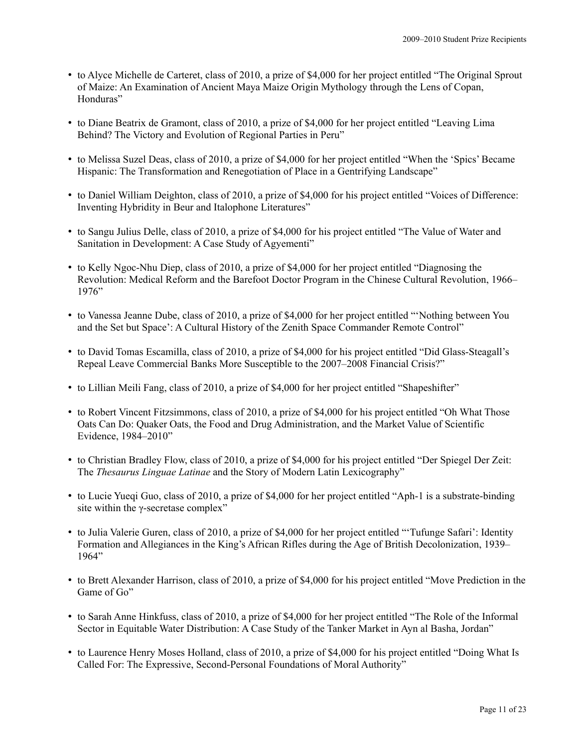- to Alyce Michelle de Carteret, class of 2010, a prize of $4,000 for her project entitled “The Original Sprout of Maize: An Examination of Ancient Maya Maize Origin Mythology through the Lens of Copan, Honduras”

- to Diane Beatrix de Gramont, class of 2010, a prize of $4,000 for her project entitled “Leaving Lima Behind? The Victory and Evolution of Regional Parties in Peru”

- to Melissa Suzel Deas, class of 2010, a prize of $4,000 for her project entitled “When the ‘Spics’ Became Hispanic: The Transformation and Renegotiation of Place in a Gentrifying Landscape”

- to Daniel William Deighton, class of 2010, a prize of $4,000 for his project entitled “Voices of Difference: Inventing Hybridity in Beur and Italophone Literatures”

- to Sangu Julius Delle, class of 2010, a prize of $4,000 for his project entitled “The Value of Water and Sanitation in Development: A Case Study of Agyementi”

- to Kelly Ngoc-Nhu Diep, class of 2010, a prize of $4,000 for her project entitled “Diagnosing the Revolution: Medical Reform and the Barefoot Doctor Program in the Chinese Cultural Revolution, 1966–1976”

- to Vanessa Jeanne Dube, class of 2010, a prize of $4,000 for her project entitled “‘Nothing between You and the Set but Space’: A Cultural History of the Zenith Space Commander Remote Control”

- to David Tomas Escamilla, class of 2010, a prize of $4,000 for his project entitled “Did Glass-Steagall’s Repeal Leave Commercial Banks More Susceptible to the 2007–2008 Financial Crisis?”

- to Lillian Meili Fang, class of 2010, a prize of $4,000 for her project entitled “Shapeshifter”

- to Robert Vincent Fitzsimmons, class of 2010, a prize of $4,000 for his project entitled “Oh What Those Oats Can Do: Quaker Oats, the Food and Drug Administration, and the Market Value of Scientific Evidence, 1984–2010”

- to Christian Bradley Flow, class of 2010, a prize of $4,000 for his project entitled “Der Spiegel Der Zeit: The *Thesaurus Linguae Latinae* and the Story of Modern Latin Lexicography”

- to Lucie Yueqi Guo, class of 2010, a prize of $4,000 for her project entitled “Aph-1 is a substrate-binding site within the γ-secretase complex”

- to Julia Valerie Guren, class of 2010, a prize of $4,000 for her project entitled “‘Tufunge Safari’: Identity Formation and Allegiances in the King’s African Rifles during the Age of British Decolonization, 1939–1964”

- to Brett Alexander Harrison, class of 2010, a prize of $4,000 for his project entitled “Move Prediction in the Game of Go”

- to Sarah Anne Hinkfuss, class of 2010, a prize of $4,000 for her project entitled “The Role of the Informal Sector in Equitable Water Distribution: A Case Study of the Tanker Market in Ayn al Basha, Jordan”

- to Laurence Henry Moses Holland, class of 2010, a prize of $4,000 for his project entitled “Doing What Is Called For: The Expressive, Second-Personal Foundations of Moral Authority”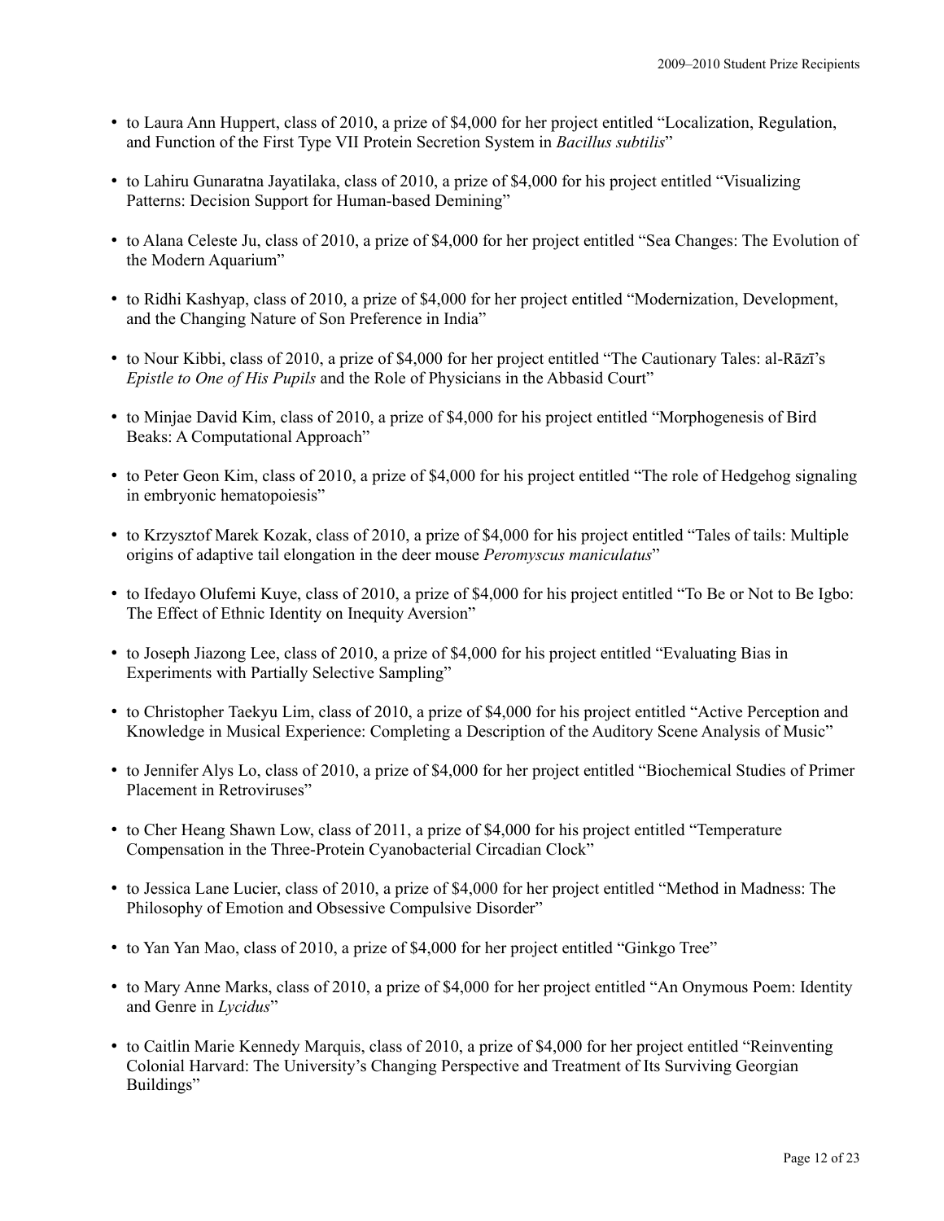- to Laura Ann Huppert, class of 2010, a prize of $4,000 for her project entitled "Localization, Regulation, and Function of the First Type VII Protein Secretion System in *Bacillus subtilis*"

- to Lahiru Gunaratna Jayatilaka, class of 2010, a prize of $4,000 for his project entitled "Visualizing Patterns: Decision Support for Human-based Demining"

- to Alana Celeste Ju, class of 2010, a prize of $4,000 for her project entitled "Sea Changes: The Evolution of the Modern Aquarium"

- to Ridhi Kashyap, class of 2010, a prize of $4,000 for her project entitled "Modernization, Development, and the Changing Nature of Son Preference in India"

- to Nour Kibbi, class of 2010, a prize of $4,000 for her project entitled "The Cautionary Tales: al-Rāzī's *Epistle to One of His Pupils* and the Role of Physicians in the Abbasid Court"

- to Minjae David Kim, class of 2010, a prize of $4,000 for his project entitled "Morphogenesis of Bird Beaks: A Computational Approach"

- to Peter Geon Kim, class of 2010, a prize of $4,000 for his project entitled "The role of Hedgehog signaling in embryonic hematopoiesis"

- to Krzysztof Marek Kozak, class of 2010, a prize of $4,000 for his project entitled "Tales of tails: Multiple origins of adaptive tail elongation in the deer mouse *Peromyscus maniculatus*"

- to Ifedayo Olufemi Kuye, class of 2010, a prize of $4,000 for his project entitled "To Be or Not to Be Igbo: The Effect of Ethnic Identity on Inequity Aversion"

- to Joseph Jiazong Lee, class of 2010, a prize of $4,000 for his project entitled "Evaluating Bias in Experiments with Partially Selective Sampling"

- to Christopher Taekyu Lim, class of 2010, a prize of $4,000 for his project entitled "Active Perception and Knowledge in Musical Experience: Completing a Description of the Auditory Scene Analysis of Music"

- to Jennifer Alys Lo, class of 2010, a prize of $4,000 for her project entitled "Biochemical Studies of Primer Placement in Retroviruses"

- to Cher Heang Shawn Low, class of 2011, a prize of $4,000 for his project entitled "Temperature Compensation in the Three-Protein Cyanobacterial Circadian Clock"

- to Jessica Lane Lucier, class of 2010, a prize of $4,000 for her project entitled "Method in Madness: The Philosophy of Emotion and Obsessive Compulsive Disorder"

- to Yan Yan Mao, class of 2010, a prize of $4,000 for her project entitled "Ginkgo Tree"

- to Mary Anne Marks, class of 2010, a prize of $4,000 for her project entitled "An Onymous Poem: Identity and Genre in *Lycidus*"

- to Caitlin Marie Kennedy Marquis, class of 2010, a prize of $4,000 for her project entitled "Reinventing Colonial Harvard: The University's Changing Perspective and Treatment of Its Surviving Georgian Buildings"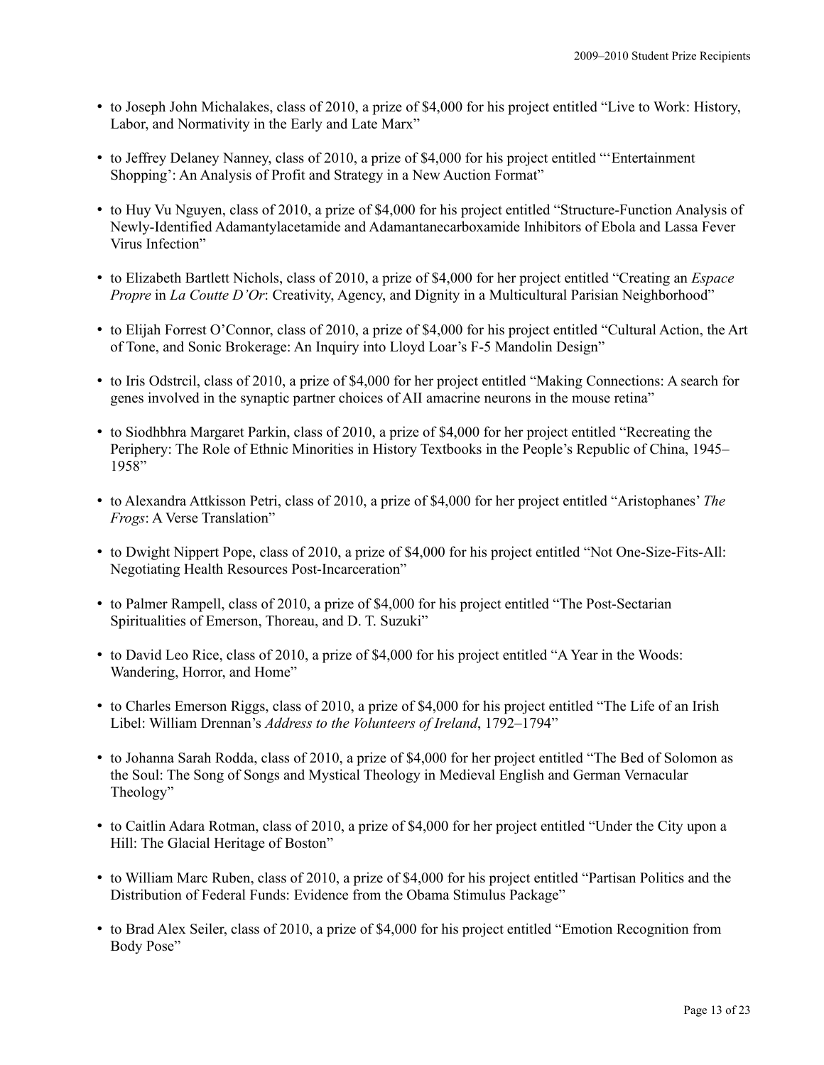- to Joseph John Michalakes, class of 2010, a prize of $4,000 for his project entitled "Live to Work: History, Labor, and Normativity in the Early and Late Marx"
- to Jeffrey Delaney Nanney, class of 2010, a prize of $4,000 for his project entitled "'Entertainment Shopping': An Analysis of Profit and Strategy in a New Auction Format"
- to Huy Vu Nguyen, class of 2010, a prize of $4,000 for his project entitled "Structure-Function Analysis of Newly-Identified Adamantylacetamide and Adamantanecarboxamide Inhibitors of Ebola and Lassa Fever Virus Infection"
- to Elizabeth Bartlett Nichols, class of 2010, a prize of $4,000 for her project entitled "Creating an *Espace Propre* in *La Coutte D'Or*: Creativity, Agency, and Dignity in a Multicultural Parisian Neighborhood"
- to Elijah Forrest O'Connor, class of 2010, a prize of $4,000 for his project entitled "Cultural Action, the Art of Tone, and Sonic Brokerage: An Inquiry into Lloyd Loar's F-5 Mandolin Design"
- to Iris Odstrcil, class of 2010, a prize of $4,000 for her project entitled "Making Connections: A search for genes involved in the synaptic partner choices of AII amacrine neurons in the mouse retina"
- to Siodhbhra Margaret Parkin, class of 2010, a prize of $4,000 for her project entitled "Recreating the Periphery: The Role of Ethnic Minorities in History Textbooks in the People's Republic of China, 1945–1958"
- to Alexandra Attkisson Petri, class of 2010, a prize of $4,000 for her project entitled "Aristophanes' *The Frogs*: A Verse Translation"
- to Dwight Nippert Pope, class of 2010, a prize of $4,000 for his project entitled "Not One-Size-Fits-All: Negotiating Health Resources Post-Incarceration"
- to Palmer Rampell, class of 2010, a prize of $4,000 for his project entitled "The Post-Sectarian Spiritualities of Emerson, Thoreau, and D. T. Suzuki"
- to David Leo Rice, class of 2010, a prize of $4,000 for his project entitled "A Year in the Woods: Wandering, Horror, and Home"
- to Charles Emerson Riggs, class of 2010, a prize of $4,000 for his project entitled "The Life of an Irish Libel: William Drennan's *Address to the Volunteers of Ireland*, 1792–1794"
- to Johanna Sarah Rodda, class of 2010, a prize of $4,000 for her project entitled "The Bed of Solomon as the Soul: The Song of Songs and Mystical Theology in Medieval English and German Vernacular Theology"
- to Caitlin Adara Rotman, class of 2010, a prize of $4,000 for her project entitled "Under the City upon a Hill: The Glacial Heritage of Boston"
- to William Marc Ruben, class of 2010, a prize of $4,000 for his project entitled "Partisan Politics and the Distribution of Federal Funds: Evidence from the Obama Stimulus Package"
- to Brad Alex Seiler, class of 2010, a prize of $4,000 for his project entitled "Emotion Recognition from Body Pose"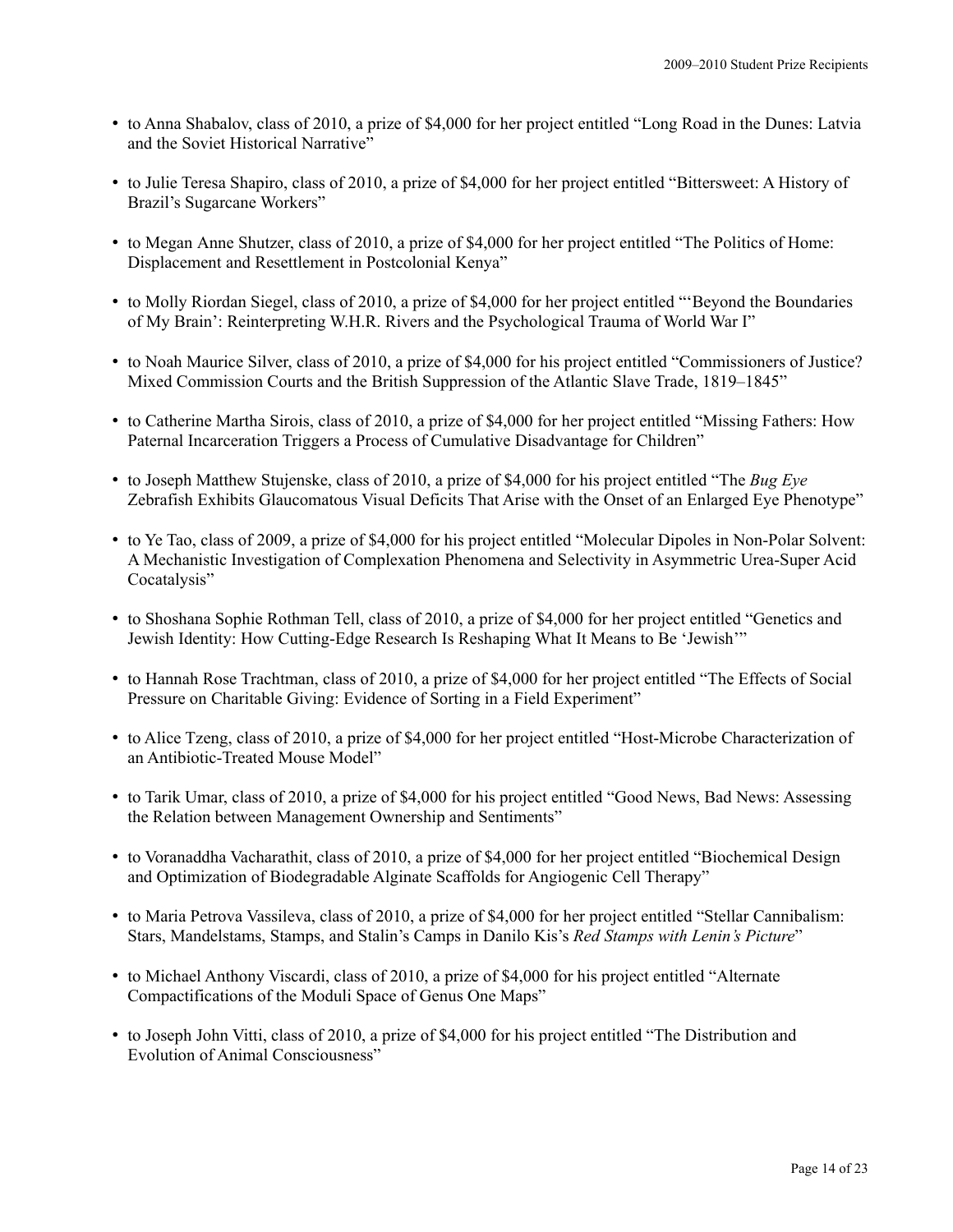- to Anna Shabalov, class of 2010, a prize of $4,000 for her project entitled “Long Road in the Dunes: Latvia and the Soviet Historical Narrative”

- to Julie Teresa Shapiro, class of 2010, a prize of $4,000 for her project entitled “Bittersweet: A History of Brazil’s Sugarcane Workers”

- to Megan Anne Shutzer, class of 2010, a prize of $4,000 for her project entitled “The Politics of Home: Displacement and Resettlement in Postcolonial Kenya”

- to Molly Riordan Siegel, class of 2010, a prize of $4,000 for her project entitled “‘Beyond the Boundaries of My Brain’: Reinterpreting W.H.R. Rivers and the Psychological Trauma of World War I”

- to Noah Maurice Silver, class of 2010, a prize of $4,000 for his project entitled “Commissioners of Justice? Mixed Commission Courts and the British Suppression of the Atlantic Slave Trade, 1819–1845”

- to Catherine Martha Sirois, class of 2010, a prize of $4,000 for her project entitled “Missing Fathers: How Paternal Incarceration Triggers a Process of Cumulative Disadvantage for Children”

- to Joseph Matthew Stujenske, class of 2010, a prize of $4,000 for his project entitled “The *Bug Eye* Zebrafish Exhibits Glaucomatous Visual Deficits That Arise with the Onset of an Enlarged Eye Phenotype”

- to Ye Tao, class of 2009, a prize of $4,000 for his project entitled “Molecular Dipoles in Non-Polar Solvent: A Mechanistic Investigation of Complexation Phenomena and Selectivity in Asymmetric Urea-Super Acid Cocatalysis”

- to Shoshana Sophie Rothman Tell, class of 2010, a prize of $4,000 for her project entitled “Genetics and Jewish Identity: How Cutting-Edge Research Is Reshaping What It Means to Be ‘Jewish’”

- to Hannah Rose Trachtman, class of 2010, a prize of $4,000 for her project entitled “The Effects of Social Pressure on Charitable Giving: Evidence of Sorting in a Field Experiment”

- to Alice Tzeng, class of 2010, a prize of $4,000 for her project entitled “Host-Microbe Characterization of an Antibiotic-Treated Mouse Model”

- to Tarik Umar, class of 2010, a prize of $4,000 for his project entitled “Good News, Bad News: Assessing the Relation between Management Ownership and Sentiments”

- to Voranaddha Vacharathit, class of 2010, a prize of $4,000 for her project entitled “Biochemical Design and Optimization of Biodegradable Alginate Scaffolds for Angiogenic Cell Therapy”

- to Maria Petrova Vassileva, class of 2010, a prize of $4,000 for her project entitled “Stellar Cannibalism: Stars, Mandelstams, Stamps, and Stalin’s Camps in Danilo Kis’s *Red Stamps with Lenin’s Picture*”

- to Michael Anthony Viscardi, class of 2010, a prize of $4,000 for his project entitled “Alternate Compactifications of the Moduli Space of Genus One Maps”

- to Joseph John Vitti, class of 2010, a prize of $4,000 for his project entitled “The Distribution and Evolution of Animal Consciousness”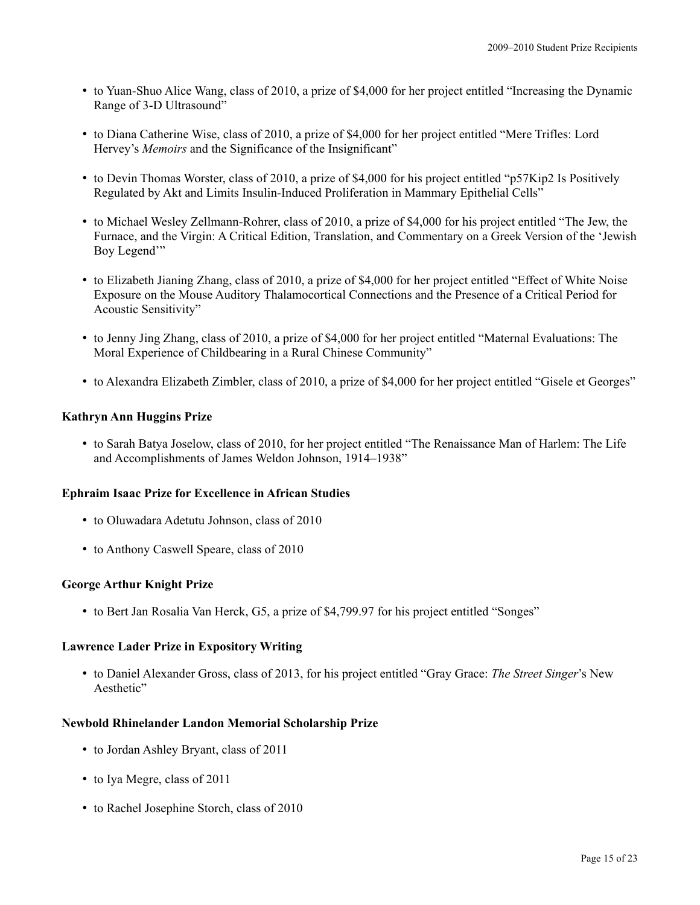- to Yuan-Shuo Alice Wang, class of 2010, a prize of $4,000 for her project entitled "Increasing the Dynamic Range of 3-D Ultrasound"

- to Diana Catherine Wise, class of 2010, a prize of $4,000 for her project entitled "Mere Trifles: Lord Hervey's *Memoirs* and the Significance of the Insignificant"

- to Devin Thomas Worster, class of 2010, a prize of $4,000 for his project entitled "p57Kip2 Is Positively Regulated by Akt and Limits Insulin-Induced Proliferation in Mammary Epithelial Cells"

- to Michael Wesley Zellmann-Rohrer, class of 2010, a prize of $4,000 for his project entitled "The Jew, the Furnace, and the Virgin: A Critical Edition, Translation, and Commentary on a Greek Version of the 'Jewish Boy Legend'"

- to Elizabeth Jianing Zhang, class of 2010, a prize of $4,000 for her project entitled "Effect of White Noise Exposure on the Mouse Auditory Thalamocortical Connections and the Presence of a Critical Period for Acoustic Sensitivity"

- to Jenny Jing Zhang, class of 2010, a prize of $4,000 for her project entitled "Maternal Evaluations: The Moral Experience of Childbearing in a Rural Chinese Community"

- to Alexandra Elizabeth Zimbler, class of 2010, a prize of $4,000 for her project entitled "Gisele et Georges"

**Kathryn Ann Huggins Prize**

- to Sarah Batya Joselow, class of 2010, for her project entitled "The Renaissance Man of Harlem: The Life and Accomplishments of James Weldon Johnson, 1914–1938"

**Ephraim Isaac Prize for Excellence in African Studies**

- to Oluwadara Adetutu Johnson, class of 2010

- to Anthony Caswell Speare, class of 2010

**George Arthur Knight Prize**

- to Bert Jan Rosalia Van Herck, G5, a prize of $4,799.97 for his project entitled "Songes"

**Lawrence Lader Prize in Expository Writing**

- to Daniel Alexander Gross, class of 2013, for his project entitled "Gray Grace: *The Street Singer*'s New Aesthetic"

**Newbold Rhinelander Landon Memorial Scholarship Prize**

- to Jordan Ashley Bryant, class of 2011

- to Iya Megre, class of 2011

- to Rachel Josephine Storch, class of 2010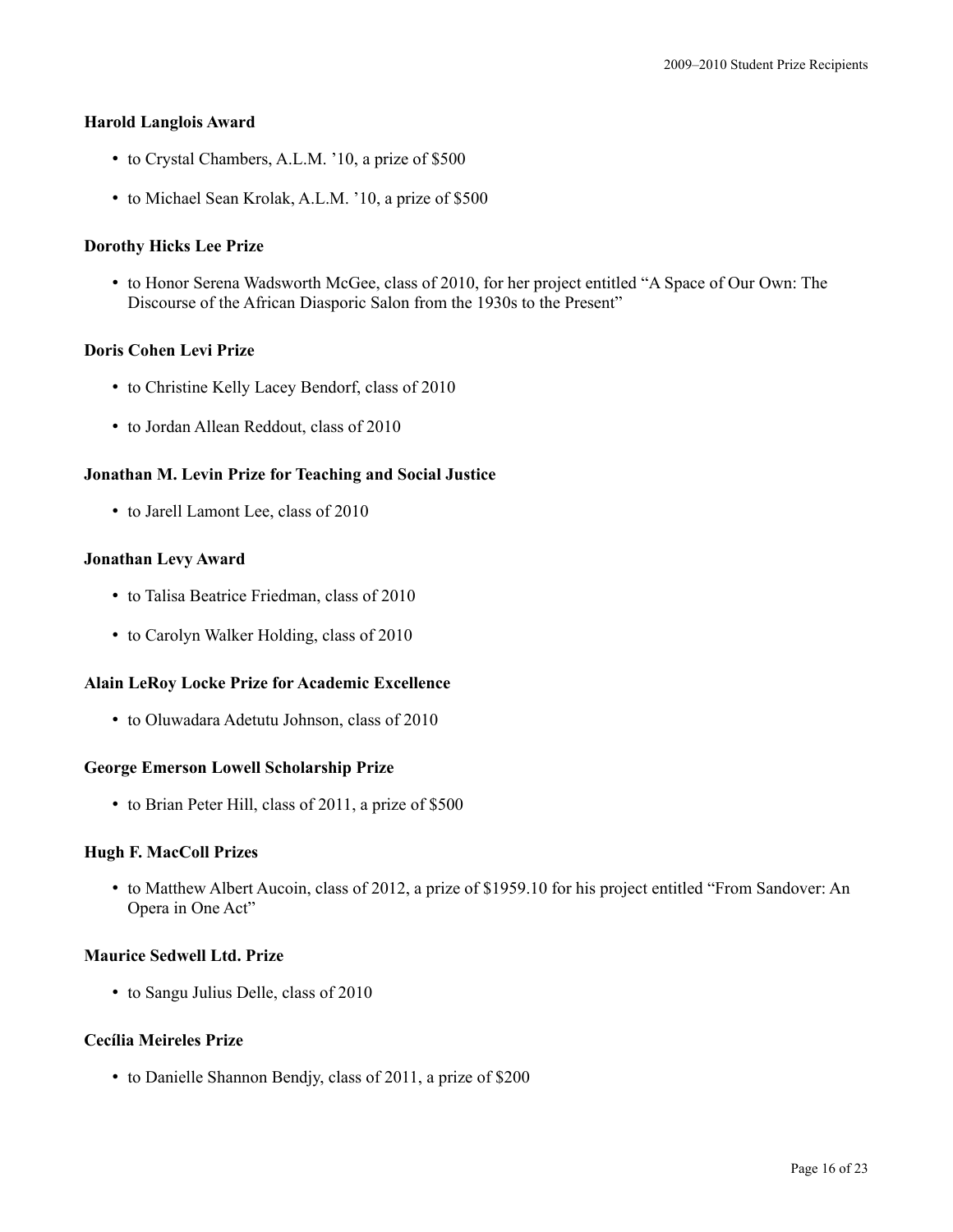### Harold Langlois Award

- to Crystal Chambers, A.L.M. ’10, a prize of $500
- to Michael Sean Krolak, A.L.M. ’10, a prize of $500

### Dorothy Hicks Lee Prize

- to Honor Serena Wadsworth McGee, class of 2010, for her project entitled “A Space of Our Own: The Discourse of the African Diasporic Salon from the 1930s to the Present”

### Doris Cohen Levi Prize

- to Christine Kelly Lacey Bendorf, class of 2010
- to Jordan Allean Reddout, class of 2010

### Jonathan M. Levin Prize for Teaching and Social Justice

- to Jarell Lamont Lee, class of 2010

### Jonathan Levy Award

- to Talisa Beatrice Friedman, class of 2010
- to Carolyn Walker Holding, class of 2010

### Alain LeRoy Locke Prize for Academic Excellence

- to Oluwadara Adetutu Johnson, class of 2010

### George Emerson Lowell Scholarship Prize

- to Brian Peter Hill, class of 2011, a prize of $500

### Hugh F. MacColl Prizes

- to Matthew Albert Aucoin, class of 2012, a prize of $1959.10 for his project entitled “From Sandover: An Opera in One Act”

### Maurice Sedwell Ltd. Prize

- to Sangu Julius Delle, class of 2010

### Cecília Meireles Prize

- to Danielle Shannon Bendjy, class of 2011, a prize of $200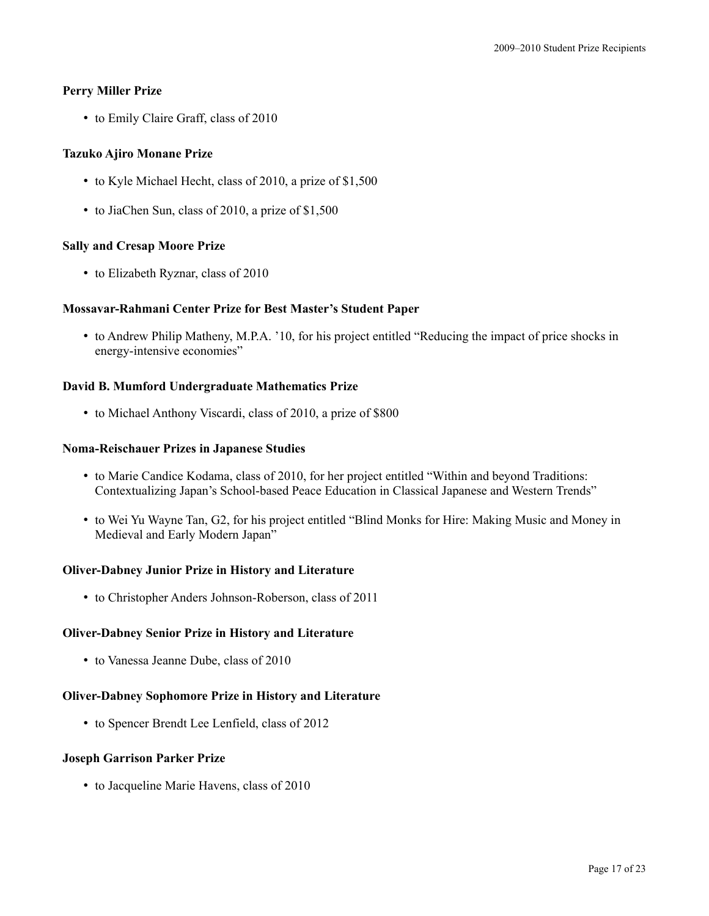### Perry Miller Prize

- to Emily Claire Graff, class of 2010

### Tazuko Ajiro Monane Prize

- to Kyle Michael Hecht, class of 2010, a prize of $1,500
- to JiaChen Sun, class of 2010, a prize of $1,500

### Sally and Cresap Moore Prize

- to Elizabeth Ryznar, class of 2010

### Mossavar-Rahmani Center Prize for Best Master's Student Paper

- to Andrew Philip Matheny, M.P.A. '10, for his project entitled "Reducing the impact of price shocks in energy-intensive economies"

### David B. Mumford Undergraduate Mathematics Prize

- to Michael Anthony Viscardi, class of 2010, a prize of $800

### Noma-Reischauer Prizes in Japanese Studies

- to Marie Candice Kodama, class of 2010, for her project entitled "Within and beyond Traditions: Contextualizing Japan's School-based Peace Education in Classical Japanese and Western Trends"
- to Wei Yu Wayne Tan, G2, for his project entitled "Blind Monks for Hire: Making Music and Money in Medieval and Early Modern Japan"

### Oliver-Dabney Junior Prize in History and Literature

- to Christopher Anders Johnson-Roberson, class of 2011

### Oliver-Dabney Senior Prize in History and Literature

- to Vanessa Jeanne Dube, class of 2010

### Oliver-Dabney Sophomore Prize in History and Literature

- to Spencer Brendt Lee Lenfield, class of 2012

### Joseph Garrison Parker Prize

- to Jacqueline Marie Havens, class of 2010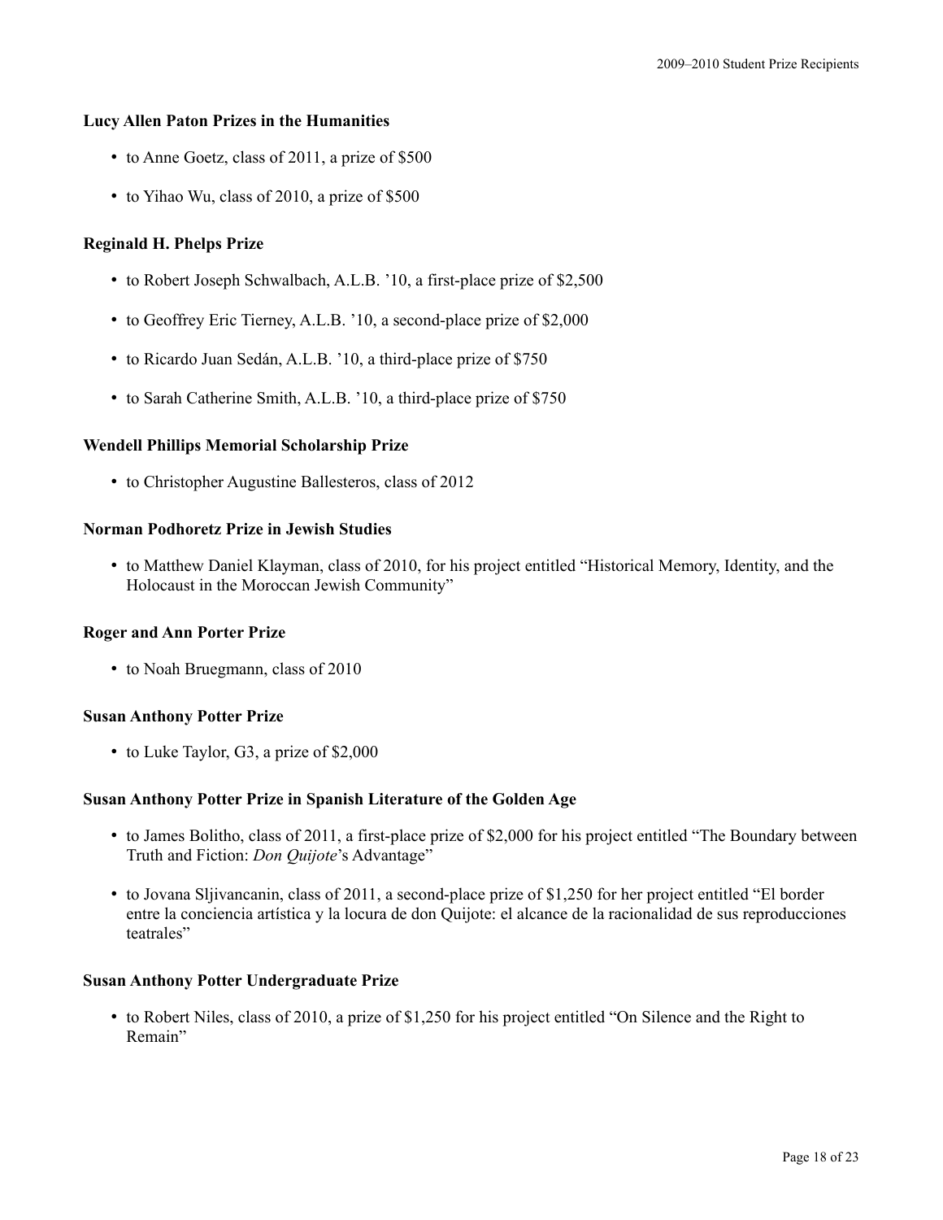### Lucy Allen Paton Prizes in the Humanities

- to Anne Goetz, class of 2011, a prize of $500
- to Yihao Wu, class of 2010, a prize of $500

### Reginald H. Phelps Prize

- to Robert Joseph Schwalbach, A.L.B. ’10, a first-place prize of $2,500
- to Geoffrey Eric Tierney, A.L.B. ’10, a second-place prize of $2,000
- to Ricardo Juan Sedán, A.L.B. ’10, a third-place prize of $750
- to Sarah Catherine Smith, A.L.B. ’10, a third-place prize of $750

### Wendell Phillips Memorial Scholarship Prize

- to Christopher Augustine Ballesteros, class of 2012

### Norman Podhoretz Prize in Jewish Studies

- to Matthew Daniel Klayman, class of 2010, for his project entitled “Historical Memory, Identity, and the Holocaust in the Moroccan Jewish Community”

### Roger and Ann Porter Prize

- to Noah Bruegmann, class of 2010

### Susan Anthony Potter Prize

- to Luke Taylor, G3, a prize of $2,000

### Susan Anthony Potter Prize in Spanish Literature of the Golden Age

- to James Bolitho, class of 2011, a first-place prize of $2,000 for his project entitled “The Boundary between Truth and Fiction: *Don Quijote*’s Advantage”
- to Jovana Sljivancanin, class of 2011, a second-place prize of $1,250 for her project entitled “El border entre la conciencia artística y la locura de don Quijote: el alcance de la racionalidad de sus reproducciones teatrales”

### Susan Anthony Potter Undergraduate Prize

- to Robert Niles, class of 2010, a prize of $1,250 for his project entitled “On Silence and the Right to Remain”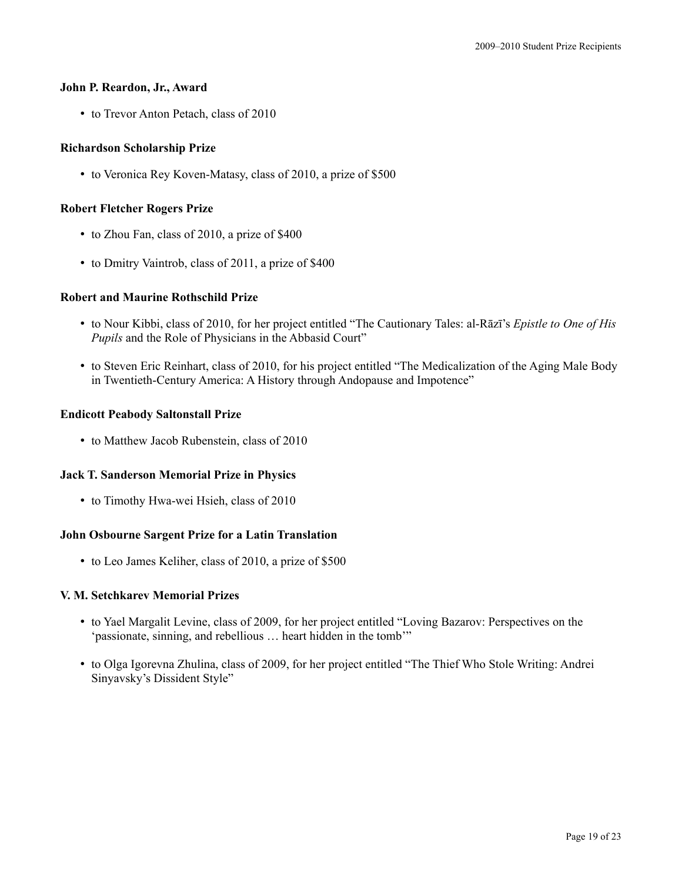### John P. Reardon, Jr., Award

- to Trevor Anton Petach, class of 2010

### Richardson Scholarship Prize

- to Veronica Rey Koven-Matasy, class of 2010, a prize of $500

### Robert Fletcher Rogers Prize

- to Zhou Fan, class of 2010, a prize of $400
- to Dmitry Vaintrob, class of 2011, a prize of $400

### Robert and Maurine Rothschild Prize

- to Nour Kibbi, class of 2010, for her project entitled "The Cautionary Tales: al-Rāzī's *Epistle to One of His Pupils* and the Role of Physicians in the Abbasid Court"
- to Steven Eric Reinhart, class of 2010, for his project entitled "The Medicalization of the Aging Male Body in Twentieth-Century America: A History through Andopause and Impotence"

### Endicott Peabody Saltonstall Prize

- to Matthew Jacob Rubenstein, class of 2010

### Jack T. Sanderson Memorial Prize in Physics

- to Timothy Hwa-wei Hsieh, class of 2010

### John Osbourne Sargent Prize for a Latin Translation

- to Leo James Keliher, class of 2010, a prize of $500

### V. M. Setchkarev Memorial Prizes

- to Yael Margalit Levine, class of 2009, for her project entitled "Loving Bazarov: Perspectives on the 'passionate, sinning, and rebellious … heart hidden in the tomb'"
- to Olga Igorevna Zhulina, class of 2009, for her project entitled "The Thief Who Stole Writing: Andrei Sinyavsky's Dissident Style"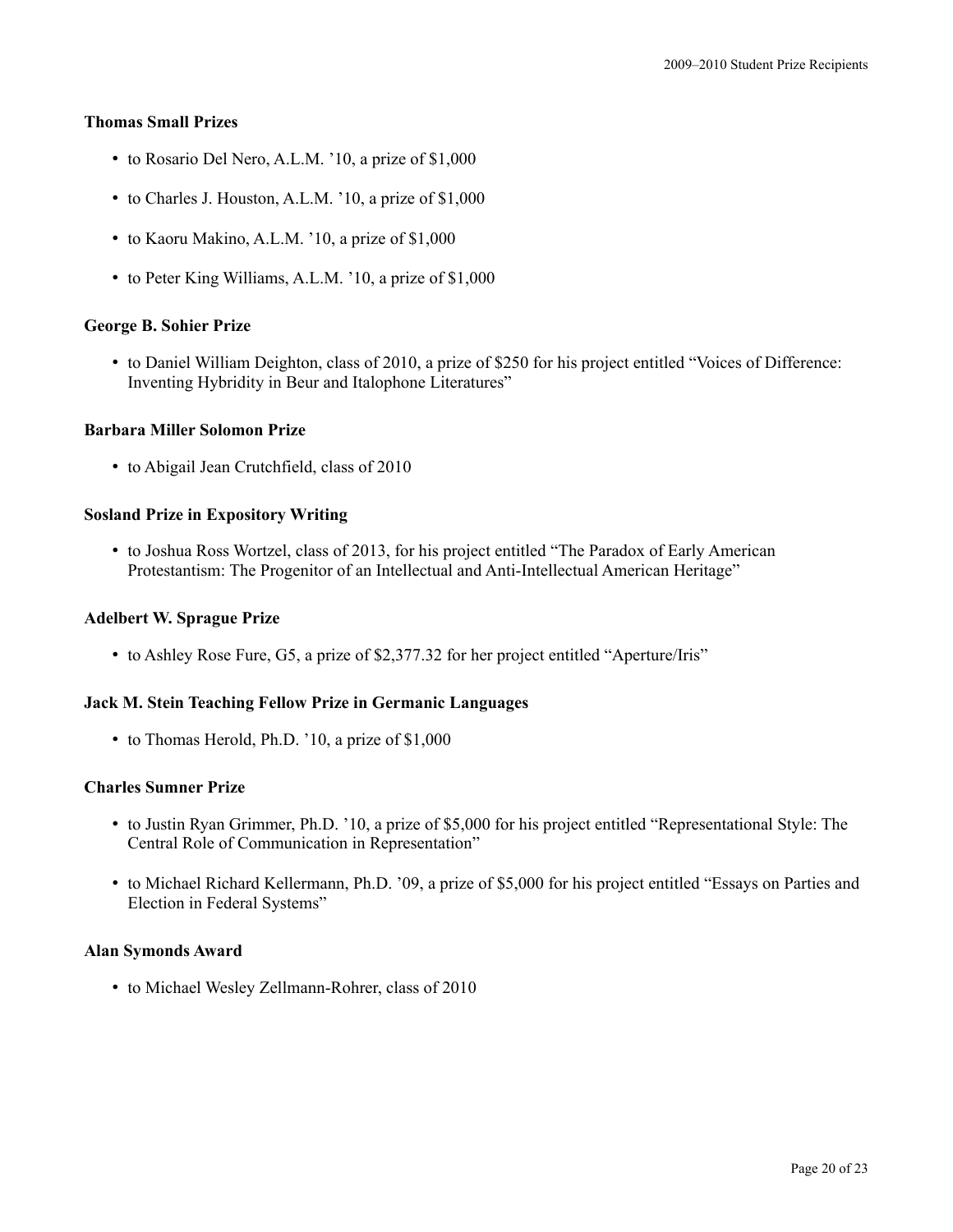### Thomas Small Prizes

- to Rosario Del Nero, A.L.M. ’10, a prize of $1,000
- to Charles J. Houston, A.L.M. ’10, a prize of $1,000
- to Kaoru Makino, A.L.M. ’10, a prize of $1,000
- to Peter King Williams, A.L.M. ’10, a prize of $1,000

### George B. Sohier Prize

- to Daniel William Deighton, class of 2010, a prize of $250 for his project entitled “Voices of Difference: Inventing Hybridity in Beur and Italophone Literatures”

### Barbara Miller Solomon Prize

- to Abigail Jean Crutchfield, class of 2010

### Sosland Prize in Expository Writing

- to Joshua Ross Wortzel, class of 2013, for his project entitled “The Paradox of Early American Protestantism: The Progenitor of an Intellectual and Anti-Intellectual American Heritage”

### Adelbert W. Sprague Prize

- to Ashley Rose Fure, G5, a prize of $2,377.32 for her project entitled “Aperture/Iris”

### Jack M. Stein Teaching Fellow Prize in Germanic Languages

- to Thomas Herold, Ph.D. ’10, a prize of $1,000

### Charles Sumner Prize

- to Justin Ryan Grimmer, Ph.D. ’10, a prize of $5,000 for his project entitled “Representational Style: The Central Role of Communication in Representation”
- to Michael Richard Kellermann, Ph.D. ’09, a prize of $5,000 for his project entitled “Essays on Parties and Election in Federal Systems”

### Alan Symonds Award

- to Michael Wesley Zellmann-Rohrer, class of 2010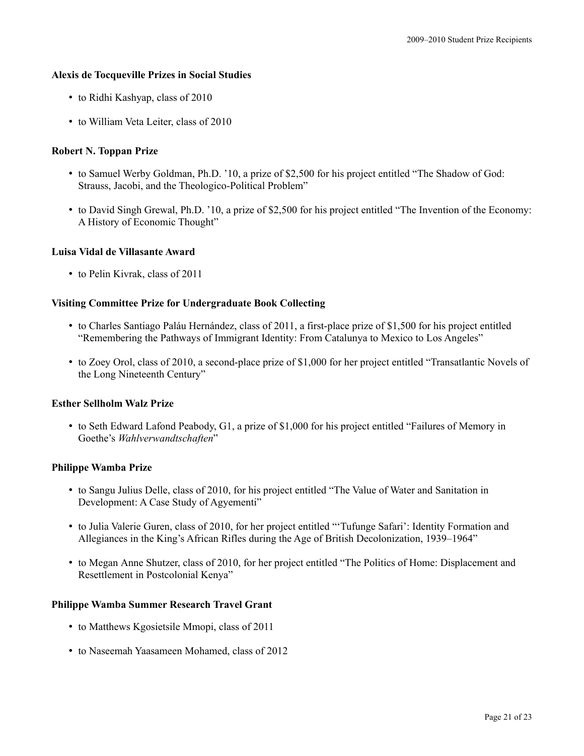**Alexis de Tocqueville Prizes in Social Studies**

- to Ridhi Kashyap, class of 2010
- to William Veta Leiter, class of 2010

**Robert N. Toppan Prize**

- to Samuel Werby Goldman, Ph.D. '10, a prize of $2,500 for his project entitled "The Shadow of God: Strauss, Jacobi, and the Theologico-Political Problem"
- to David Singh Grewal, Ph.D. '10, a prize of $2,500 for his project entitled "The Invention of the Economy: A History of Economic Thought"

**Luisa Vidal de Villasante Award**

- to Pelin Kivrak, class of 2011

**Visiting Committee Prize for Undergraduate Book Collecting**

- to Charles Santiago Paláu Hernández, class of 2011, a first-place prize of $1,500 for his project entitled "Remembering the Pathways of Immigrant Identity: From Catalunya to Mexico to Los Angeles"
- to Zoey Orol, class of 2010, a second-place prize of $1,000 for her project entitled "Transatlantic Novels of the Long Nineteenth Century"

**Esther Sellholm Walz Prize**

- to Seth Edward Lafond Peabody, G1, a prize of $1,000 for his project entitled "Failures of Memory in Goethe's *Wahlverwandtschaften*"

**Philippe Wamba Prize**

- to Sangu Julius Delle, class of 2010, for his project entitled "The Value of Water and Sanitation in Development: A Case Study of Agyementi"
- to Julia Valerie Guren, class of 2010, for her project entitled "'Tufunge Safari': Identity Formation and Allegiances in the King's African Rifles during the Age of British Decolonization, 1939–1964"
- to Megan Anne Shutzer, class of 2010, for her project entitled "The Politics of Home: Displacement and Resettlement in Postcolonial Kenya"

**Philippe Wamba Summer Research Travel Grant**

- to Matthews Kgosietsile Mmopi, class of 2011
- to Naseemah Yaasameen Mohamed, class of 2012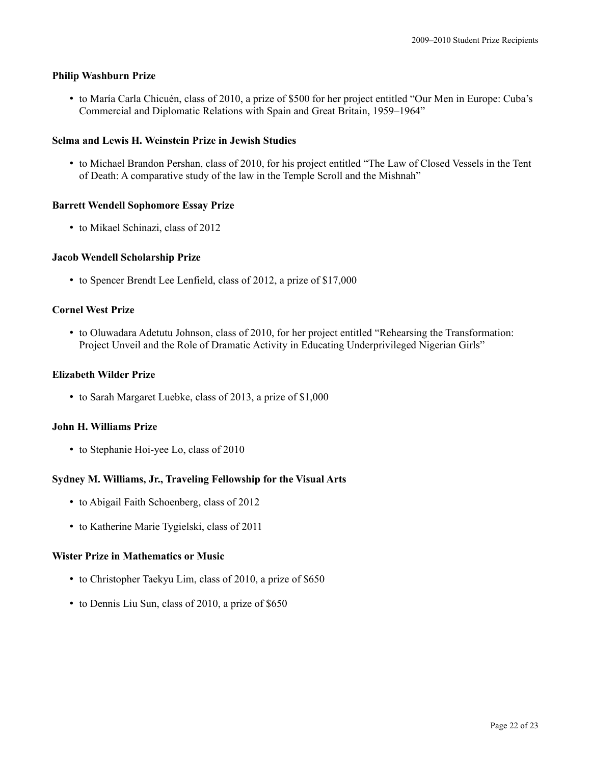### Philip Washburn Prize

- to María Carla Chicuén, class of 2010, a prize of $500 for her project entitled “Our Men in Europe: Cuba’s Commercial and Diplomatic Relations with Spain and Great Britain, 1959–1964”

### Selma and Lewis H. Weinstein Prize in Jewish Studies

- to Michael Brandon Pershan, class of 2010, for his project entitled “The Law of Closed Vessels in the Tent of Death: A comparative study of the law in the Temple Scroll and the Mishnah”

### Barrett Wendell Sophomore Essay Prize

- to Mikael Schinazi, class of 2012

### Jacob Wendell Scholarship Prize

- to Spencer Brendt Lee Lenfield, class of 2012, a prize of $17,000

### Cornel West Prize

- to Oluwadara Adetutu Johnson, class of 2010, for her project entitled “Rehearsing the Transformation: Project Unveil and the Role of Dramatic Activity in Educating Underprivileged Nigerian Girls”

### Elizabeth Wilder Prize

- to Sarah Margaret Luebke, class of 2013, a prize of $1,000

### John H. Williams Prize

- to Stephanie Hoi-yee Lo, class of 2010

### Sydney M. Williams, Jr., Traveling Fellowship for the Visual Arts

- to Abigail Faith Schoenberg, class of 2012
- to Katherine Marie Tygielski, class of 2011

### Wister Prize in Mathematics or Music

- to Christopher Taekyu Lim, class of 2010, a prize of $650
- to Dennis Liu Sun, class of 2010, a prize of $650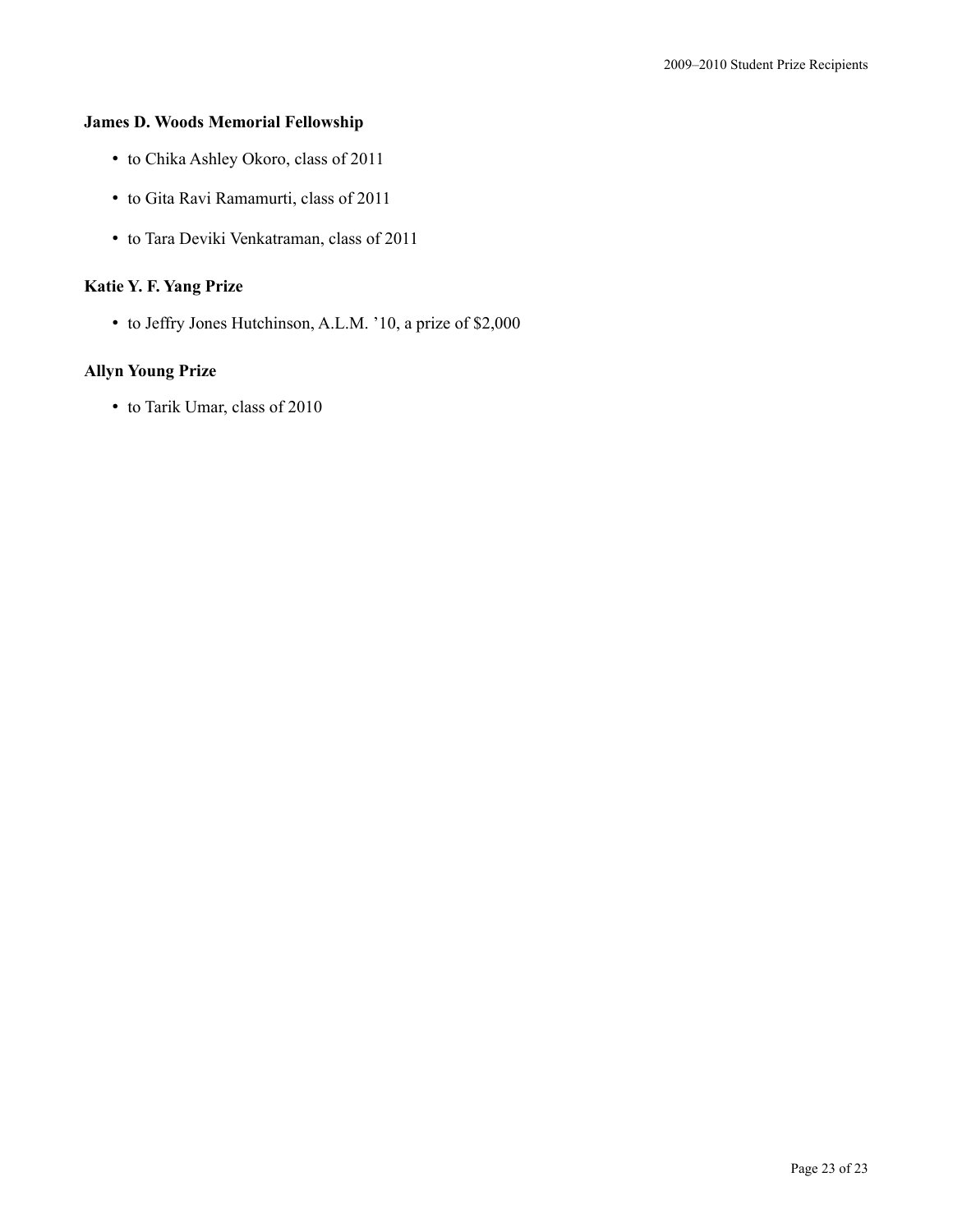### James D. Woods Memorial Fellowship

- to Chika Ashley Okoro, class of 2011
- to Gita Ravi Ramamurti, class of 2011
- to Tara Deviki Venkatraman, class of 2011

### Katie Y. F. Yang Prize

- to Jeffry Jones Hutchinson, A.L.M. ’10, a prize of $2,000

### Allyn Young Prize

- to Tarik Umar, class of 2010